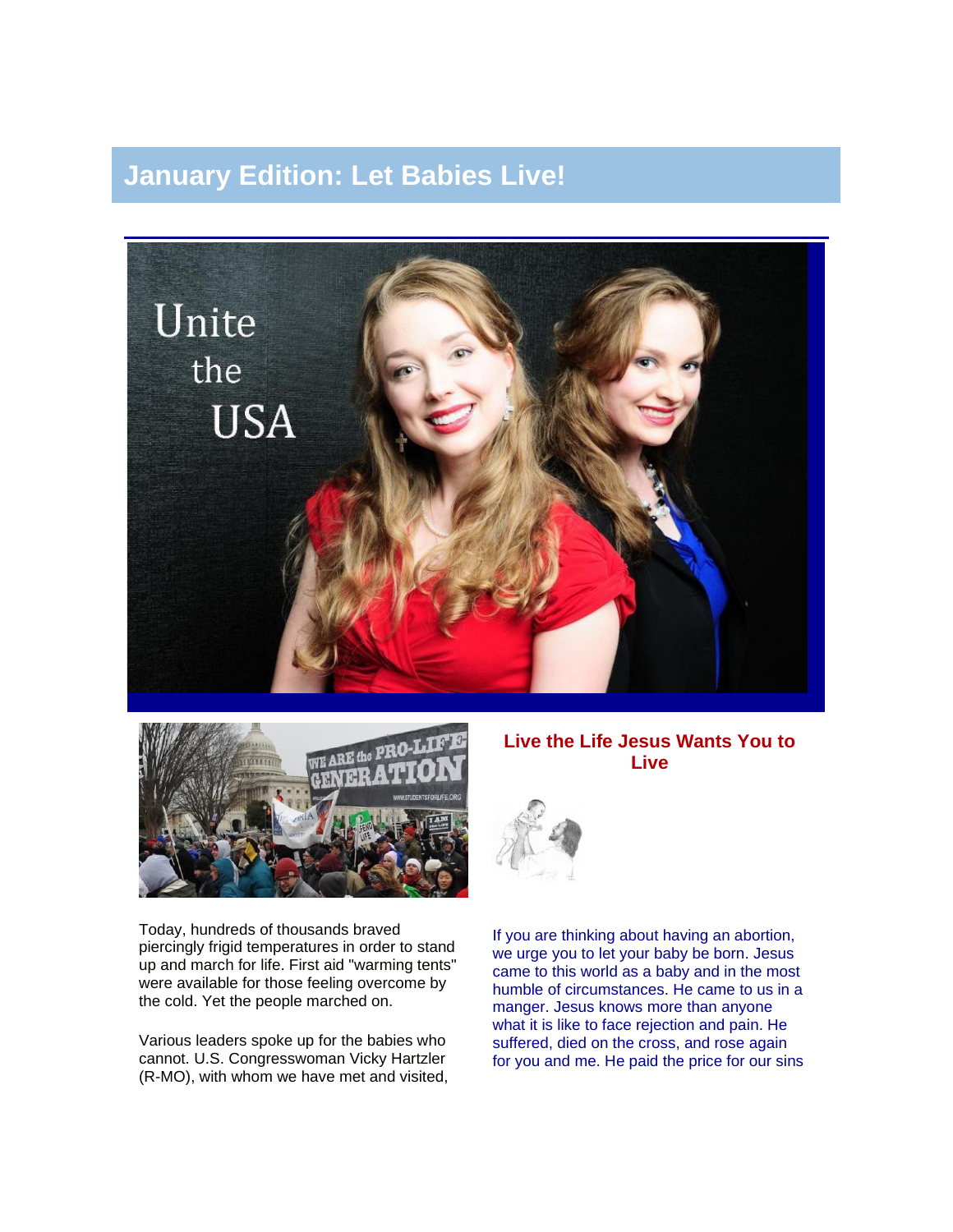# January Edition: Let Babies Live!

Today, hundreds of thousands braved piercingly frigid temperatures in order to stand up and march for life. First aid "warming tents" were available for those feeling overcome by the cold. Yet the people marched on.

Various leaders spoke up for the babies who cannot. U.S. Congresswoman Vicky Hartzler (R-MO), with whom we have met and visited,

## Live the Life Jesus Wants You to Live

If you are thinking about having an abortion, we urge you to let your baby be born. Jesus came to this world as a baby and in the most humble of circumstances. He came to us in a manger. Jesus knows more than anyone what it is like to face rejection and pain. He suffered, died on the cross, and rose again for you and me. He paid the price for our sins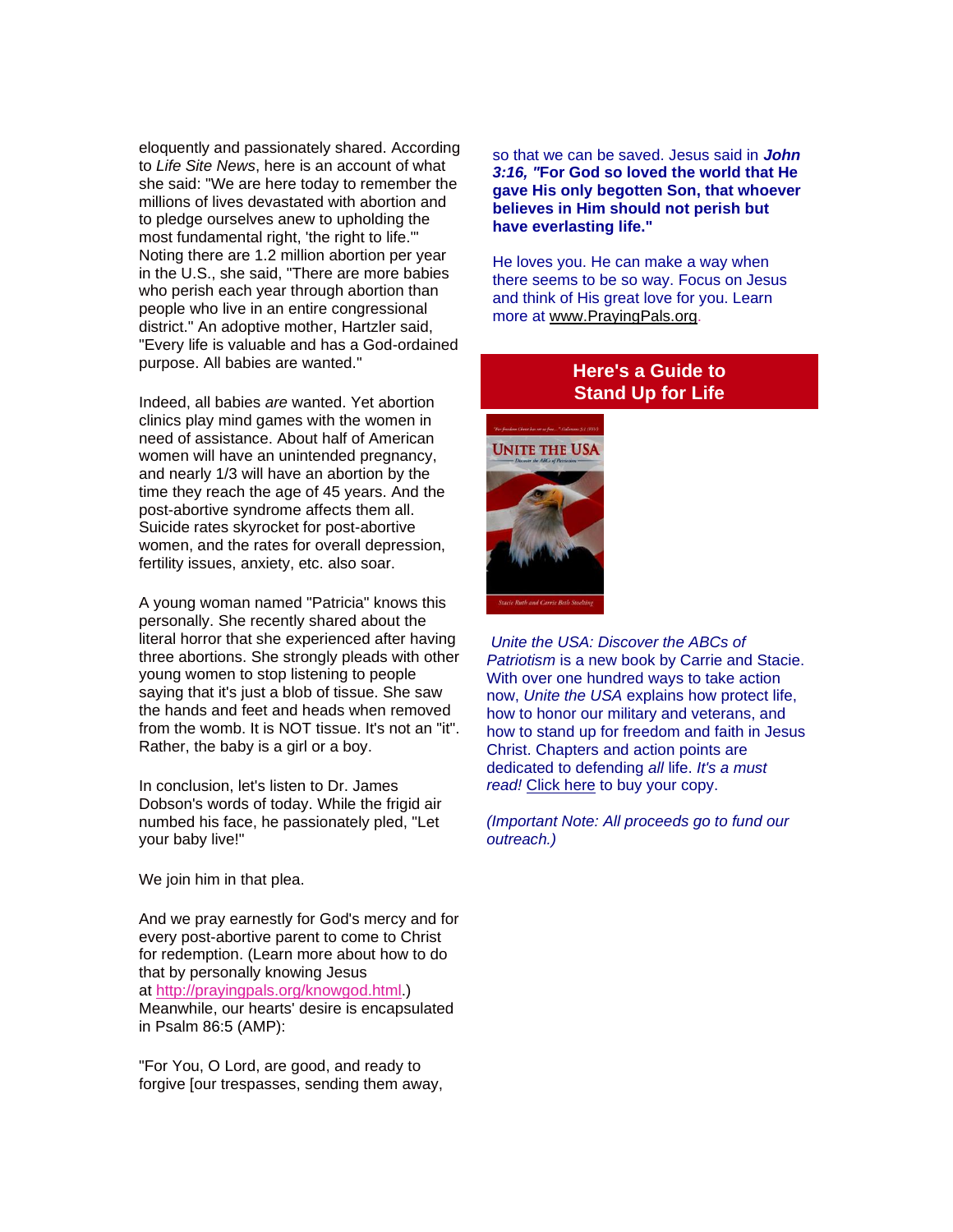eloquently and passionately shared. According to *Life Site News*, here is an account of what she said: "We are here today to remember the millions of lives devastated with abortion and to pledge ourselves anew to upholding the most fundamental right, 'the right to life.'" Noting there are 1.2 million abortion per year in the U.S., she said, "There are more babies who perish each year through abortion than people who live in an entire congressional district." An adoptive mother, Hartzler said, "Every life is valuable and has a God-ordained purpose. All babies are wanted."

Indeed, all babies *are* wanted. Yet abortion clinics play mind games with the women in need of assistance. About half of American women will have an unintended pregnancy, and nearly 1/3 will have an abortion by the time they reach the age of 45 years. And the post-abortive syndrome affects them all. Suicide rates skyrocket for post-abortive women, and the rates for overall depression, fertility issues, anxiety, etc. also soar.

A young woman named "Patricia" knows this personally. She recently shared about the literal horror that she experienced after having three abortions. She strongly pleads with other young women to stop listening to people saying that it's just a blob of tissue. She saw the hands and feet and heads when removed from the womb. It is NOT tissue. It's not an "it". Rather, the baby is a girl or a boy.

In conclusion, let's listen to Dr. James Dobson's words of today. While the frigid air numbed his face, he passionately pled, "Let your baby live!"

We join him in that plea.

And we pray earnestly for God's mercy and for every post-abortive parent to come to Christ for redemption. (Learn more about how to do that by personally knowing Jesus at http://prayingpals.org/knowgod.html.) Meanwhile, our hearts' desire is encapsulated in Psalm 86:5 (AMP):

"For You, O Lord, are good, and ready to forgive [our trespasses, sending them away,

so that we can be saved. Jesus said in ***John 3:16,*** **"For God so loved the world that He gave His only begotten Son, that whoever believes in Him should not perish but have everlasting life."**

He loves you. He can make a way when there seems to be so way. Focus on Jesus and think of His great love for you. Learn more at www.PrayingPals.org.

## Here's a Guide to Stand Up for Life

*Unite the USA: Discover the ABCs of Patriotism* is a new book by Carrie and Stacie. With over one hundred ways to take action now, *Unite the USA* explains how protect life, how to honor our military and veterans, and how to stand up for freedom and faith in Jesus Christ. Chapters and action points are dedicated to defending *all* life. *It's a must read!* Click here to buy your copy.

*(Important Note: All proceeds go to fund our outreach.)*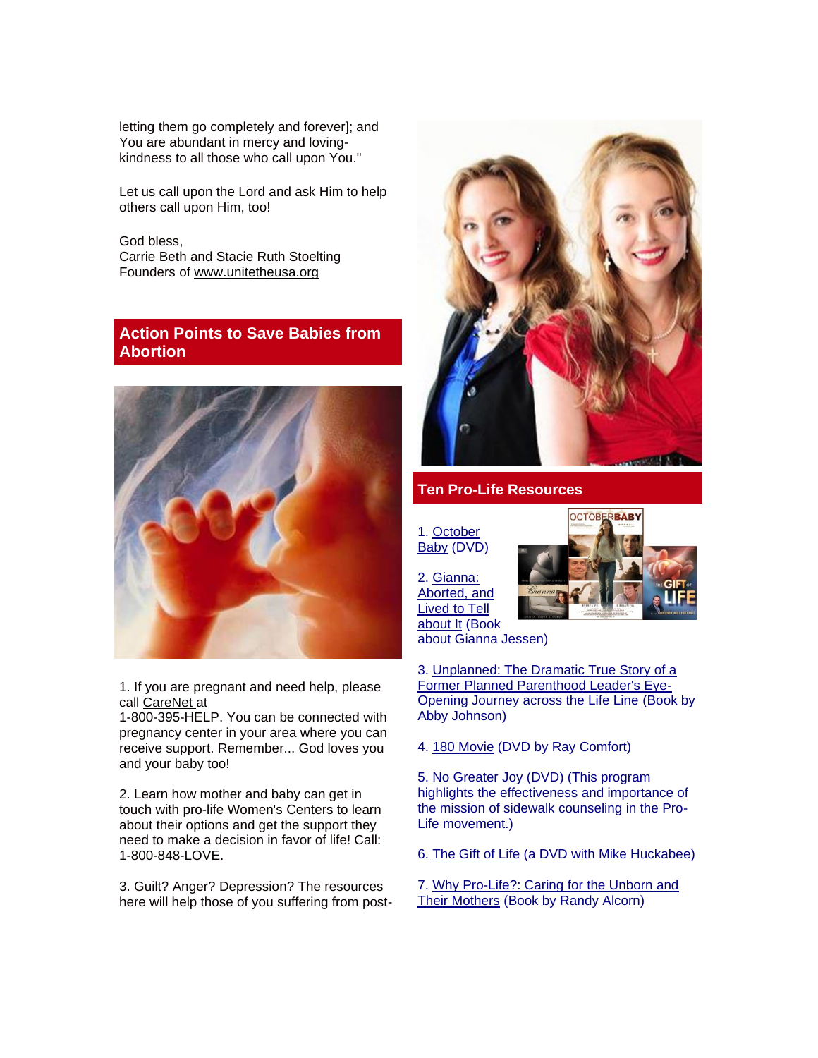letting them go completely and forever]; and You are abundant in mercy and loving-kindness to all those who call upon You."

Let us call upon the Lord and ask Him to help others call upon Him, too!

God bless,
Carrie Beth and Stacie Ruth Stoelting
Founders of www.unitetheusa.org

## Action Points to Save Babies from Abortion

1. If you are pregnant and need help, please call CareNet at 1-800-395-HELP. You can be connected with pregnancy center in your area where you can receive support. Remember... God loves you and your baby too!

2. Learn how mother and baby can get in touch with pro-life Women's Centers to learn about their options and get the support they need to make a decision in favor of life! Call: 1-800-848-LOVE.

3. Guilt? Anger? Depression? The resources here will help those of you suffering from post-

## Ten Pro-Life Resources

1. October Baby (DVD)

2. Gianna: Aborted, and Lived to Tell about It (Book about Gianna Jessen)

3. Unplanned: The Dramatic True Story of a Former Planned Parenthood Leader's Eye-Opening Journey across the Life Line (Book by Abby Johnson)

4. 180 Movie (DVD by Ray Comfort)

5. No Greater Joy (DVD) (This program highlights the effectiveness and importance of the mission of sidewalk counseling in the Pro-Life movement.)

6. The Gift of Life (a DVD with Mike Huckabee)

7. Why Pro-Life?: Caring for the Unborn and Their Mothers (Book by Randy Alcorn)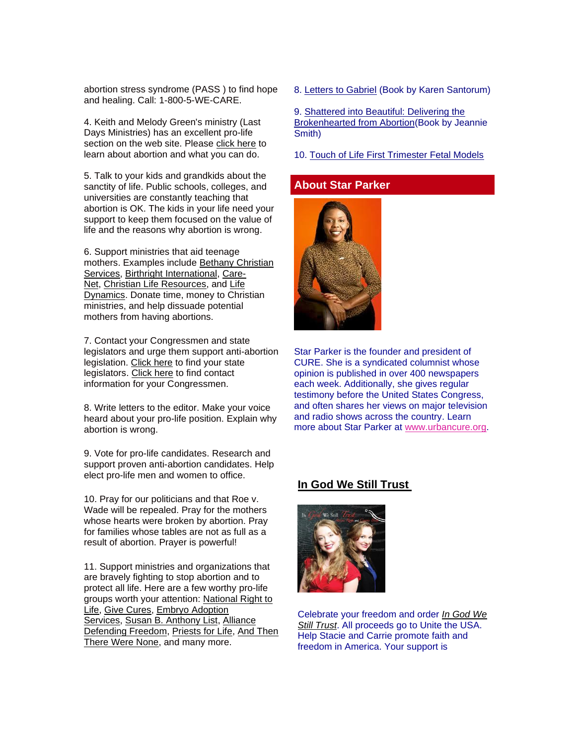abortion stress syndrome (PASS ) to find hope and healing. Call: 1-800-5-WE-CARE.

4. Keith and Melody Green's ministry (Last Days Ministries) has an excellent pro-life section on the web site. Please click here to learn about abortion and what you can do.

5. Talk to your kids and grandkids about the sanctity of life. Public schools, colleges, and universities are constantly teaching that abortion is OK. The kids in your life need your support to keep them focused on the value of life and the reasons why abortion is wrong.

6. Support ministries that aid teenage mothers. Examples include Bethany Christian Services, Birthright International, Care-Net, Christian Life Resources, and Life Dynamics. Donate time, money to Christian ministries, and help dissuade potential mothers from having abortions.

7. Contact your Congressmen and state legislators and urge them support anti-abortion legislation. Click here to find your state legislators. Click here to find contact information for your Congressmen.

8. Write letters to the editor. Make your voice heard about your pro-life position. Explain why abortion is wrong.

9. Vote for pro-life candidates. Research and support proven anti-abortion candidates. Help elect pro-life men and women to office.

10. Pray for our politicians and that Roe v. Wade will be repealed. Pray for the mothers whose hearts were broken by abortion. Pray for families whose tables are not as full as a result of abortion. Prayer is powerful!

11. Support ministries and organizations that are bravely fighting to stop abortion and to protect all life. Here are a few worthy pro-life groups worth your attention: National Right to Life, Give Cures, Embryo Adoption Services, Susan B. Anthony List, Alliance Defending Freedom, Priests for Life, And Then There Were None, and many more.

8. Letters to Gabriel (Book by Karen Santorum)

9. Shattered into Beautiful: Delivering the Brokenhearted from Abortion(Book by Jeannie Smith)

10. Touch of Life First Trimester Fetal Models

## About Star Parker

Star Parker is the founder and president of CURE. She is a syndicated columnist whose opinion is published in over 400 newspapers each week. Additionally, she gives regular testimony before the United States Congress, and often shares her views on major television and radio shows across the country. Learn more about Star Parker at www.urbancure.org.

## In God We Still Trust

Celebrate your freedom and order *In God We Still Trust*. All proceeds go to Unite the USA. Help Stacie and Carrie promote faith and freedom in America. Your support is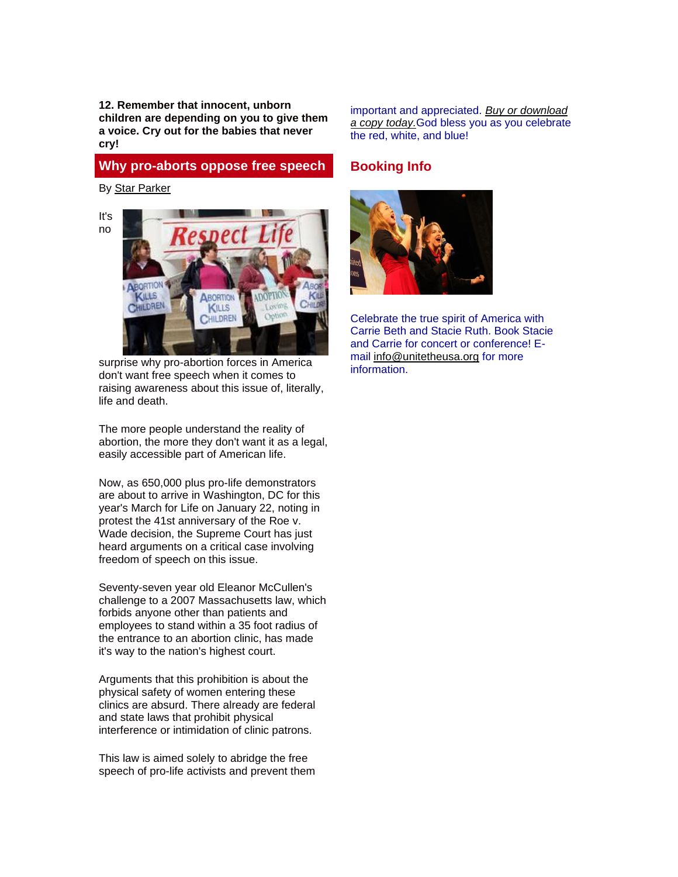**12. Remember that innocent, unborn children are depending on you to give them a voice. Cry out for the babies that never cry!**

## Why pro-aborts oppose free speech

By Star Parker

It's no surprise why pro-abortion forces in America don't want free speech when it comes to raising awareness about this issue of, literally, life and death.

The more people understand the reality of abortion, the more they don't want it as a legal, easily accessible part of American life.

Now, as 650,000 plus pro-life demonstrators are about to arrive in Washington, DC for this year's March for Life on January 22, noting in protest the 41st anniversary of the Roe v. Wade decision, the Supreme Court has just heard arguments on a critical case involving freedom of speech on this issue.

Seventy-seven year old Eleanor McCullen's challenge to a 2007 Massachusetts law, which forbids anyone other than patients and employees to stand within a 35 foot radius of the entrance to an abortion clinic, has made it's way to the nation's highest court.

Arguments that this prohibition is about the physical safety of women entering these clinics are absurd. There already are federal and state laws that prohibit physical interference or intimidation of clinic patrons.

This law is aimed solely to abridge the free speech of pro-life activists and prevent them

important and appreciated. *Buy or download a copy today.* God bless you as you celebrate the red, white, and blue!

## Booking Info

Celebrate the true spirit of America with Carrie Beth and Stacie Ruth. Book Stacie and Carrie for concert or conference! E-mail info@unitetheusa.org for more information.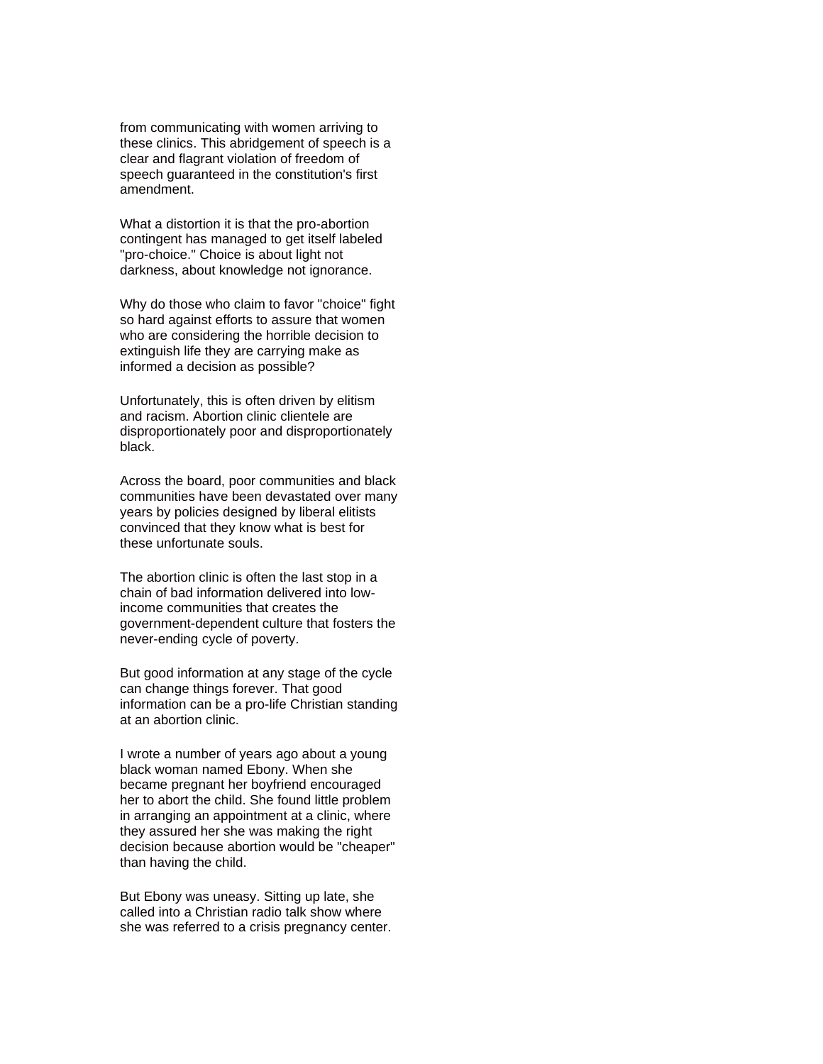from communicating with women arriving to these clinics. This abridgement of speech is a clear and flagrant violation of freedom of speech guaranteed in the constitution's first amendment.

What a distortion it is that the pro-abortion contingent has managed to get itself labeled "pro-choice." Choice is about light not darkness, about knowledge not ignorance.

Why do those who claim to favor "choice" fight so hard against efforts to assure that women who are considering the horrible decision to extinguish life they are carrying make as informed a decision as possible?

Unfortunately, this is often driven by elitism and racism. Abortion clinic clientele are disproportionately poor and disproportionately black.

Across the board, poor communities and black communities have been devastated over many years by policies designed by liberal elitists convinced that they know what is best for these unfortunate souls.

The abortion clinic is often the last stop in a chain of bad information delivered into low-income communities that creates the government-dependent culture that fosters the never-ending cycle of poverty.

But good information at any stage of the cycle can change things forever. That good information can be a pro-life Christian standing at an abortion clinic.

I wrote a number of years ago about a young black woman named Ebony. When she became pregnant her boyfriend encouraged her to abort the child. She found little problem in arranging an appointment at a clinic, where they assured her she was making the right decision because abortion would be "cheaper" than having the child.

But Ebony was uneasy. Sitting up late, she called into a Christian radio talk show where she was referred to a crisis pregnancy center.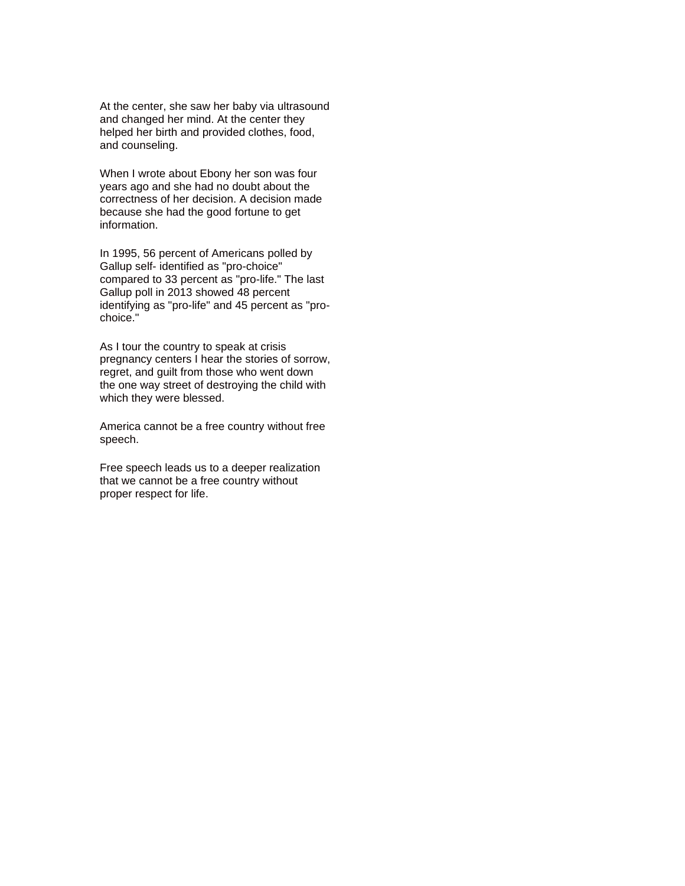At the center, she saw her baby via ultrasound and changed her mind. At the center they helped her birth and provided clothes, food, and counseling.

When I wrote about Ebony her son was four years ago and she had no doubt about the correctness of her decision. A decision made because she had the good fortune to get information.

In 1995, 56 percent of Americans polled by Gallup self- identified as "pro-choice" compared to 33 percent as "pro-life." The last Gallup poll in 2013 showed 48 percent identifying as "pro-life" and 45 percent as "pro-choice."

As I tour the country to speak at crisis pregnancy centers I hear the stories of sorrow, regret, and guilt from those who went down the one way street of destroying the child with which they were blessed.

America cannot be a free country without free speech.

Free speech leads us to a deeper realization that we cannot be a free country without proper respect for life.